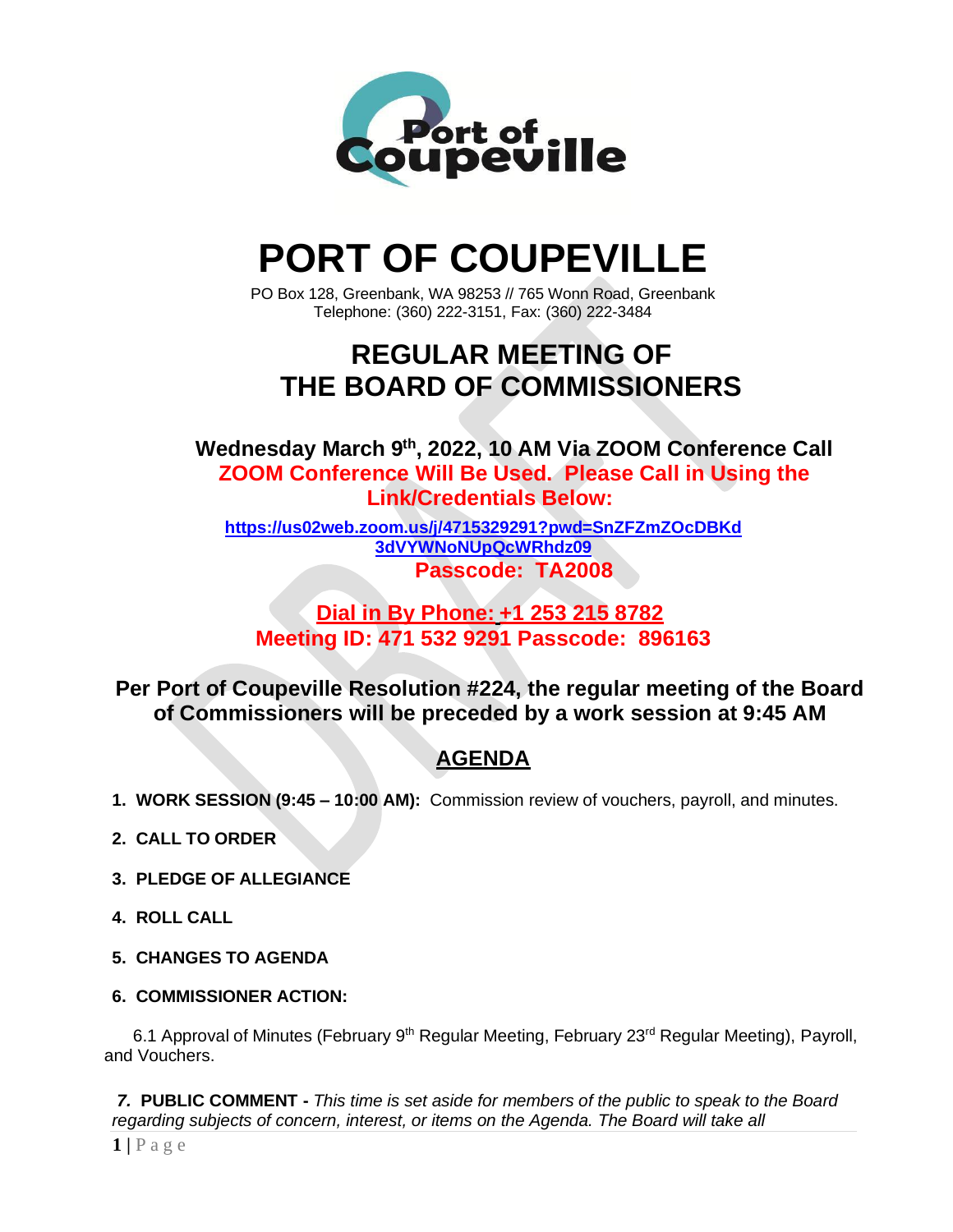# PORT OF COUPEVILLE

PO Box 128, Greenbank, WA 98253 // 765 Wonn Road, Greenbank
Telephone: (360) 222-3151, Fax: (360) 222-3484

## REGULAR MEETING OF THE BOARD OF COMMISSIONERS

**Wednesday March 9th, 2022, 10 AM Via ZOOM Conference Call**

**ZOOM Conference Will Be Used. Please Call in Using the Link/Credentials Below:**

**https://us02web.zoom.us/j/4715329291?pwd=SnZFZmZOcDBKd3dVYWNoNUpQcWRhdz09**

**Passcode: TA2008**

**Dial in By Phone: +1 253 215 8782**
**Meeting ID: 471 532 9291 Passcode: 896163**

**Per Port of Coupeville Resolution #224, the regular meeting of the Board of Commissioners will be preceded by a work session at 9:45 AM**

## AGENDA

1. **WORK SESSION (9:45 – 10:00 AM):** Commission review of vouchers, payroll, and minutes.
2. **CALL TO ORDER**
3. **PLEDGE OF ALLEGIANCE**
4. **ROLL CALL**
5. **CHANGES TO AGENDA**
6. **COMMISSIONER ACTION:**

   6.1 Approval of Minutes (February 9th Regular Meeting, February 23rd Regular Meeting), Payroll, and Vouchers.

7. **PUBLIC COMMENT -** *This time is set aside for members of the public to speak to the Board regarding subjects of concern, interest, or items on the Agenda. The Board will take all*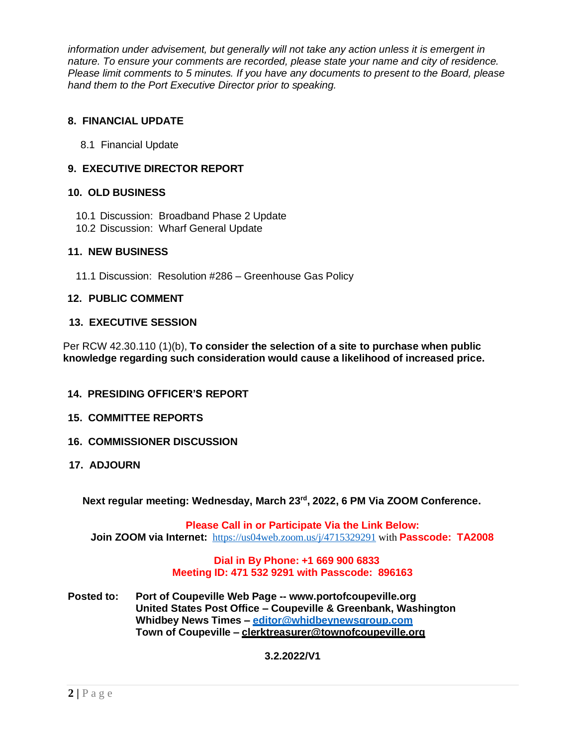*information under advisement, but generally will not take any action unless it is emergent in nature. To ensure your comments are recorded, please state your name and city of residence. Please limit comments to 5 minutes. If you have any documents to present to the Board, please hand them to the Port Executive Director prior to speaking.*

**8. FINANCIAL UPDATE**

8.1 Financial Update

**9. EXECUTIVE DIRECTOR REPORT**

**10. OLD BUSINESS**

10.1 Discussion: Broadband Phase 2 Update
10.2 Discussion: Wharf General Update

**11. NEW BUSINESS**

11.1 Discussion: Resolution #286 – Greenhouse Gas Policy

**12. PUBLIC COMMENT**

**13. EXECUTIVE SESSION**

Per RCW 42.30.110 (1)(b), **To consider the selection of a site to purchase when public knowledge regarding such consideration would cause a likelihood of increased price.**

**14. PRESIDING OFFICER'S REPORT**

**15. COMMITTEE REPORTS**

**16. COMMISSIONER DISCUSSION**

**17. ADJOURN**

**Next regular meeting: Wednesday, March 23rd, 2022, 6 PM Via ZOOM Conference.**

**Please Call in or Participate Via the Link Below:**
**Join ZOOM via Internet:** https://us04web.zoom.us/j/4715329291 with **Passcode: TA2008**

**Dial in By Phone: +1 669 900 6833**
**Meeting ID: 471 532 9291 with Passcode: 896163**

**Posted to:** **Port of Coupeville Web Page -- www.portofcoupeville.org**
**United States Post Office – Coupeville & Greenbank, Washington**
**Whidbey News Times – editor@whidbeynewsgroup.com**
**Town of Coupeville – clerktreasurer@townofcoupeville.org**

**3.2.2022/V1**